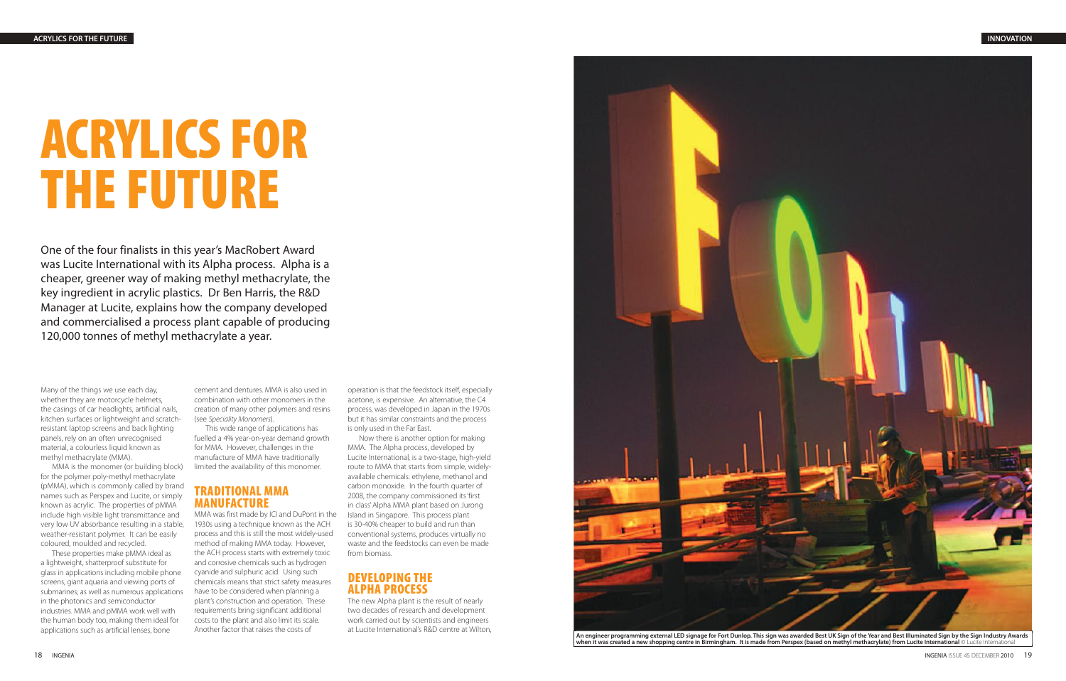# ACRYLICS FOR THE FUTURE

One of the four finalists in this year's MacRobert Award was Lucite International with its Alpha process. Alpha is a cheaper, greener way of making methyl methacrylate, the key ingredient in acrylic plastics. Dr Ben Harris, the R&D Manager at Lucite, explains how the company developed and commercialised a process plant capable of producing 120,000 tonnes of methyl methacrylate a year.

Many of the things we use each day, whether they are motorcycle helmets, the casings of car headlights, artificial nails, kitchen surfaces or lightweight and scratch-resistant laptop screens and back lighting panels, rely on an often unrecognised material, a colourless liquid known as methyl methacrylate (MMA).

MMA is the monomer (or building block) for the polymer poly-methyl methacrylate (pMMA), which is commonly called by brand names such as Perspex and Lucite, or simply known as acrylic. The properties of pMMA include high visible light transmittance and very low UV absorbance resulting in a stable, weather-resistant polymer. It can be easily coloured, moulded and recycled.

These properties make pMMA ideal as a lightweight, shatterproof substitute for glass in applications including mobile phone screens, giant aquaria and viewing ports of submarines; as well as numerous applications in the photonics and semiconductor industries. MMA and pMMA work well with the human body too, making them ideal for applications such as artificial lenses, bone cement and dentures. MMA is also used in combination with other monomers in the creation of many other polymers and resins (see *Speciality Monomers*).

This wide range of applications has fuelled a 4% year-on-year demand growth for MMA. However, challenges in the manufacture of MMA have traditionally limited the availability of this monomer.

## TRADITIONAL MMA MANUFACTURE

MMA was first made by ICI and DuPont in the 1930s using a technique known as the ACH process and this is still the most widely-used method of making MMA today. However, the ACH process starts with extremely toxic and corrosive chemicals such as hydrogen cyanide and sulphuric acid. Using such chemicals means that strict safety measures have to be considered when planning a plant's construction and operation. These requirements bring significant additional costs to the plant and also limit its scale. Another factor that raises the costs of operation is that the feedstock itself, especially acetone, is expensive. An alternative, the C4 process, was developed in Japan in the 1970s but it has similar constraints and the process is only used in the Far East.

Now there is another option for making MMA. The Alpha process, developed by Lucite International, is a two-stage, high-yield route to MMA that starts from simple, widely-available chemicals: ethylene, methanol and carbon monoxide. In the fourth quarter of 2008, the company commissioned its 'first in class' Alpha MMA plant based on Jurong Island in Singapore. This process plant is 30-40% cheaper to build and run than conventional systems, produces virtually no waste and the feedstocks can even be made from biomass.

## DEVELOPING THE ALPHA PROCESS

The new Alpha plant is the result of nearly two decades of research and development work carried out by scientists and engineers at Lucite International's R&D centre at Wilton,

**An engineer programming external LED signage for Fort Dunlop. This sign was awarded Best UK Sign of the Year and Best Illuminated Sign by the Sign Industry Awards when it was created a new shopping centre in Birmingham. It is made from Perspex (based on methyl methacrylate) from Lucite International** © Lucite International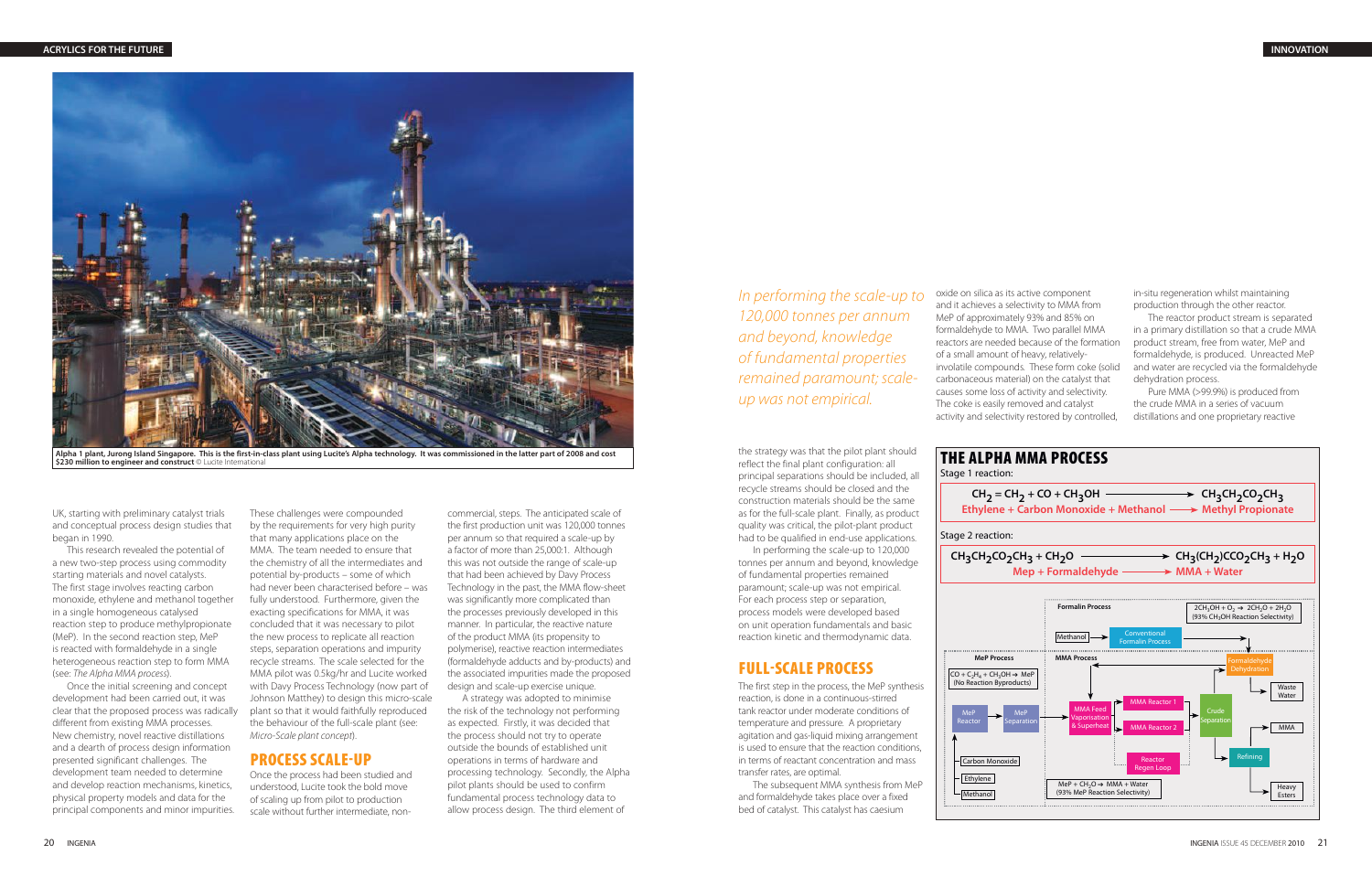Alpha 1 plant, Jurong Island Singapore. This is the first-in-class plant using Lucite's Alpha technology. It was commissioned in the latter part of 2008 and cost $230 million to engineer and construct © Lucite International

UK, starting with preliminary catalyst trials and conceptual process design studies that began in 1990.

This research revealed the potential of a new two-step process using commodity starting materials and novel catalysts. The first stage involves reacting carbon monoxide, ethylene and methanol together in a single homogeneous catalysed reaction step to produce methylpropionate (MeP). In the second reaction step, MeP is reacted with formaldehyde in a single heterogeneous reaction step to form MMA (see: *The Alpha MMA process*).

Once the initial screening and concept development had been carried out, it was clear that the proposed process was radically different from existing MMA processes. New chemistry, novel reactive distillations and a dearth of process design information presented significant challenges. The development team needed to determine and develop reaction mechanisms, kinetics, physical property models and data for the principal components and minor impurities. These challenges were compounded by the requirements for very high purity that many applications place on the MMA. The team needed to ensure that the chemistry of all the intermediates and potential by-products – some of which had never been characterised before – was fully understood. Furthermore, given the exacting specifications for MMA, it was concluded that it was necessary to pilot the new process to replicate all reaction steps, separation operations and impurity recycle streams. The scale selected for the MMA pilot was 0.5kg/hr and Lucite worked with Davy Process Technology (now part of Johnson Matthey) to design this micro-scale plant so that it would faithfully reproduced the behaviour of the full-scale plant (see: *Micro-Scale plant concept*).

## PROCESS SCALE-UP

Once the process had been studied and understood, Lucite took the bold move of scaling up from pilot to production scale without further intermediate, non-commercial, steps. The anticipated scale of the first production unit was 120,000 tonnes per annum so that required a scale-up by a factor of more than 25,000:1. Although this was not outside the range of scale-up that had been achieved by Davy Process Technology in the past, the MMA flow-sheet was significantly more complicated than the processes previously developed in this manner. In particular, the reactive nature of the product MMA (its propensity to polymerise), reactive reaction intermediates (formaldehyde adducts and by-products) and the associated impurities made the proposed design and scale-up exercise unique.

A strategy was adopted to minimise the risk of the technology not performing as expected. Firstly, it was decided that the process should not try to operate outside the bounds of established unit operations in terms of hardware and processing technology. Secondly, the Alpha pilot plants should be used to confirm fundamental process technology data to allow process design. The third element of the strategy was that the pilot plant should reflect the final plant configuration: all principal separations should be included, all recycle streams should be closed and the construction materials should be the same as for the full-scale plant. Finally, as product quality was critical, the pilot-plant product had to be qualified in end-use applications.

In performing the scale-up to 120,000 tonnes per annum and beyond, knowledge of fundamental properties remained paramount; scale-up was not empirical. For each process step or separation, process models were developed based on unit operation fundamentals and basic reaction kinetic and thermodynamic data.

*In performing the scale-up to 120,000 tonnes per annum and beyond, knowledge of fundamental properties remained paramount; scale-up was not empirical.*

## FULL-SCALE PROCESS

The first step in the process, the MeP synthesis reaction, is done in a continuous-stirred tank reactor under moderate conditions of temperature and pressure. A proprietary agitation and gas-liquid mixing arrangement is used to ensure that the reaction conditions, in terms of reactant concentration and mass transfer rates, are optimal.

The subsequent MMA synthesis from MeP and formaldehyde takes place over a fixed bed of catalyst. This catalyst has caesium oxide on silica as its active component and it achieves a selectivity to MMA from MeP of approximately 93% and 85% on formaldehyde to MMA. Two parallel MMA reactors are needed because of the formation of a small amount of heavy, relatively-involatile compounds. These form coke (solid carbonaceous material) on the catalyst that causes some loss of activity and selectivity. The coke is easily removed and catalyst activity and selectivity restored by controlled, in-situ regeneration whilst maintaining production through the other reactor.

The reactor product stream is separated in a primary distillation so that a crude MMA product stream, free from water, MeP and formaldehyde, is produced. Unreacted MeP and water are recycled via the formaldehyde dehydration process.

Pure MMA (>99.9%) is produced from the crude MMA in a series of vacuum distillations and one proprietary reactive

## THE ALPHA MMA PROCESS

Stage 1 reaction:

$$CH_2 = CH_2 + CO + CH_3OH \longrightarrow CH_3CH_2CO_2CH_3$$

Ethylene + Carbon Monoxide + Methanol ⟶ Methyl Propionate

Stage 2 reaction:

$$CH_3CH_2CO_2CH_3 + CH_2O \longrightarrow CH_3(CH_2)CCO_2CH_3 + H_2O$$

Mep + Formaldehyde ⟶ MMA + Water

Formalin Process: Methanol → Conventional Formalin Process; $2CH_3OH + O_2 \rightarrow 2CH_2O + 2H_2O$ (93% $CH_3OH$ Reaction Selectivity)

MeP Process: $CO + C_2H_4 + CH_3OH \rightarrow MeP$ (No Reaction Byproducts); Carbon Monoxide, Ethylene, Methanol → MeP Reactor → MeP Separation

MMA Process: MMA Feed Vaporisation & Superheat → MMA Reactor 1 / MMA Reactor 2 (Reactor Regen Loop) → Crude Separation → Refining → MMA, Heavy Esters; Formaldehyde Dehydration → Waste Water; $MeP + CH_2O \rightarrow MMA + Water$ (93% MeP Reaction Selectivity)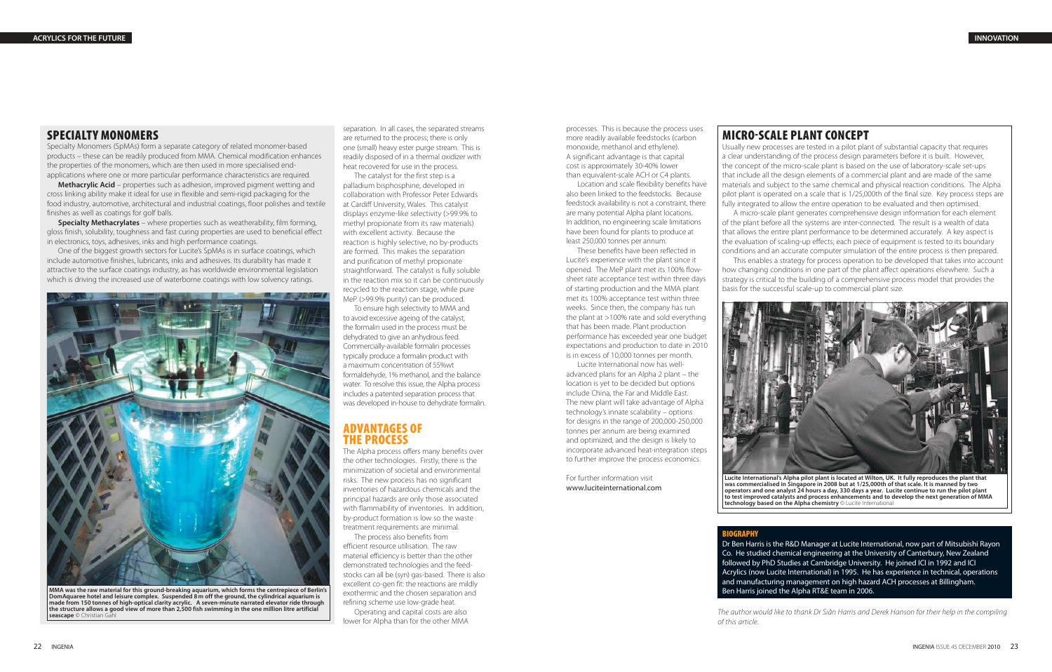## SPECIALTY MONOMERS

Specialty Monomers (SpMAs) form a separate category of related monomer-based products – these can be readily produced from MMA. Chemical modification enhances the properties of the monomers, which are then used in more specialised end-applications where one or more particular performance characteristics are required.

**Methacrylic Acid** – properties such as adhesion, improved pigment wetting and cross linking ability make it ideal for use in flexible and semi-rigid packaging for the food industry, automotive, architectural and industrial coatings, floor polishes and textile finishes as well as coatings for golf balls.

**Specialty Methacrylates** – where properties such as weatherability, film forming, gloss finish, solubility, toughness and fast curing properties are used to beneficial effect in electronics, toys, adhesives, inks and high performance coatings.

One of the biggest growth sectors for Lucite's SpMAs is in surface coatings, which include automotive finishes, lubricants, inks and adhesives. Its durability has made it attractive to the surface coatings industry, as has worldwide environmental legislation which is driving the increased use of waterborne coatings with low solvency ratings.

**MMA was the raw material for this ground-breaking aquarium, which forms the centrepiece of Berlin's DomAquaree hotel and leisure complex. Suspended 8 m off the ground, the cylindrical aquarium is made from 150 tonnes of high-optical clarity acrylic. A seven-minute narrated elevator ride through the structure allows a good view of more than 2,500 fish swimming in the one million litre artificial seascape** © Christian Gahl

separation. In all cases, the separated streams are returned to the process; there is only one (small) heavy ester purge stream. This is readily disposed of in a thermal oxidizer with heat recovered for use in the process.

The catalyst for the first step is a palladium bisphosphine, developed in collaboration with Professor Peter Edwards at Cardiff University, Wales. This catalyst displays enzyme-like selectivity (>99.9% to methyl propionate from its raw materials) with excellent activity. Because the reaction is highly selective, no by-products are formed. This makes the separation and purification of methyl propionate straightforward. The catalyst is fully soluble in the reaction mix so it can be continuously recycled to the reaction stage, while pure MeP (>99.9% purity) can be produced.

To ensure high selectivity to MMA and to avoid excessive ageing of the catalyst, the formalin used in the process must be dehydrated to give an anhydrous feed. Commercially-available formalin processes typically produce a formalin product with a maximum concentration of 55%wt formaldehyde, 1% methanol, and the balance water. To resolve this issue, the Alpha process includes a patented separation process that was developed in-house to dehydrate formalin.

## ADVANTAGES OF THE PROCESS

The Alpha process offers many benefits over the other technologies. Firstly, there is the minimization of societal and environmental risks. The new process has no significant inventories of hazardous chemicals and the principal hazards are only those associated with flammability of inventories. In addition, by-product formation is low so the waste treatment requirements are minimal.

The process also benefits from efficient resource utilisation. The raw material efficiency is better than the other demonstrated technologies and the feed-stocks can all be (syn) gas-based. There is also excellent co-gen fit: the reactions are mildly exothermic and the chosen separation and refining scheme use low-grade heat.

Operating and capital costs are also lower for Alpha than for the other MMA processes. This is because the process uses more readily available feedstocks (carbon monoxide, methanol and ethylene). A significant advantage is that capital cost is approximately 30-40% lower than equivalent-scale ACH or C4 plants.

Location and scale flexibility benefits have also been linked to the feedstocks. Because feedstock availability is not a constraint, there are many potential Alpha plant locations. In addition, no engineering scale limitations have been found for plants to produce at least 250,000 tonnes per annum.

These benefits have been reflected in Lucite's experience with the plant since it opened. The MeP plant met its 100% flow-sheet rate acceptance test within three days of starting production and the MMA plant met its 100% acceptance test within three weeks. Since then, the company has run the plant at >100% rate and sold everything that has been made. Plant production performance has exceeded year one budget expectations and production to date in 2010 is in excess of 10,000 tonnes per month.

Lucite International now has well-advanced plans for an Alpha 2 plant – the location is yet to be decided but options include China, the Far and Middle East. The new plant will take advantage of Alpha technology's innate scalability – options for designs in the range of 200,000-250,000 tonnes per annum are being examined and optimized, and the design is likely to incorporate advanced heat-integration steps to further improve the process economics.

For further information visit www.luciteinternational.com

## MICRO-SCALE PLANT CONCEPT

Usually new processes are tested in a pilot plant of substantial capacity that requires a clear understanding of the process design parameters before it is built. However, the concept of the micro-scale plant is based on the use of laboratory-scale set-ups that include all the design elements of a commercial plant and are made of the same materials and subject to the same chemical and physical reaction conditions. The Alpha pilot plant is operated on a scale that is 1/25,000th of the final size. Key process steps are fully integrated to allow the entire operation to be evaluated and then optimised.

A micro-scale plant generates comprehensive design information for each element of the plant before all the systems are inter-connected. The result is a wealth of data that allows the entire plant performance to be determined accurately. A key aspect is the evaluation of scaling-up effects; each piece of equipment is tested to its boundary conditions and an accurate computer simulation of the entire process is then prepared.

This enables a strategy for process operation to be developed that takes into account how changing conditions in one part of the plant affect operations elsewhere. Such a strategy is critical to the building of a comprehensive process model that provides the basis for the successful scale-up to commercial plant size.

**Lucite International's Alpha pilot plant is located at Wilton, UK. It fully reproduces the plant that was commercialised in Singapore in 2008 but at 1/25,000th of that scale. It is manned by two operators and one analyst 24 hours a day, 330 days a year. Lucite continue to run the pilot plant to test improved catalysts and process enhancements and to develop the next generation of MMA technology based on the Alpha chemistry** © Lucite International

### BIOGRAPHY

Dr Ben Harris is the R&D Manager at Lucite International, now part of Mitsubishi Rayon Co. He studied chemical engineering at the University of Canterbury, New Zealand followed by PhD Studies at Cambridge University. He joined ICI in 1992 and ICI Acrylics (now Lucite International) in 1995. He has experience in technical, operations and manufacturing management on high hazard ACH processes at Billingham. Ben Harris joined the Alpha RT&E team in 2006.

*The author would like to thank Dr Siân Harris and Derek Hanson for their help in the compiling of this article.*